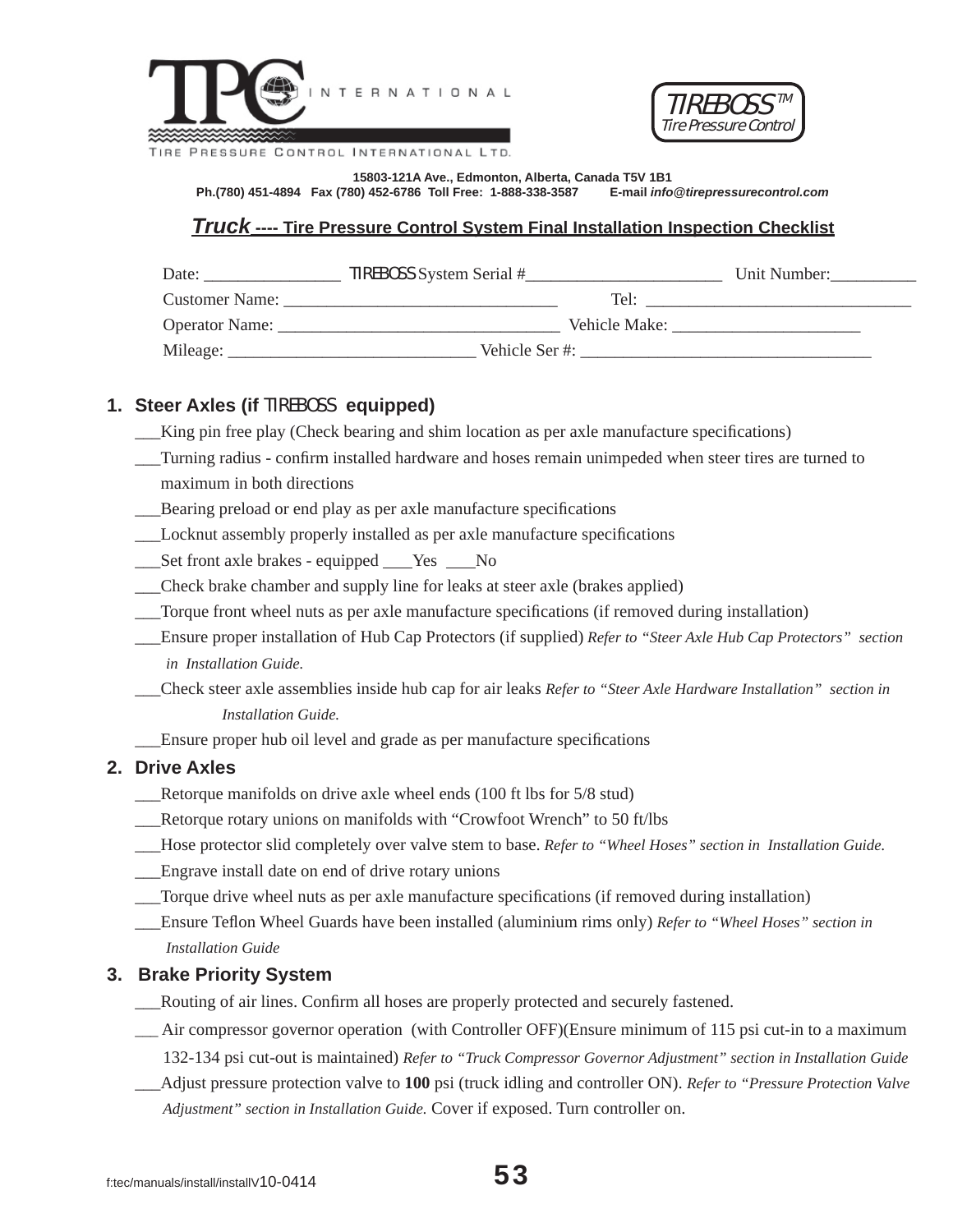TPC INTERNATIONAL

TIRE PRESSURE CONTROL INTERNATIONAL LTD.

TIREBOSS™ Tire Pressure Control

**15803-121A Ave., Edmonton, Alberta, Canada T5V 1B1**
**Ph.(780) 451-4894 Fax (780) 452-6786 Toll Free: 1-888-338-3587 E-mail *info@tirepressurecontrol.com***

## ***Truck* ---- Tire Pressure Control System Final Installation Inspection Checklist**

Date: ________________ TIREBOSS System Serial #________________________ Unit Number:__________

Customer Name: ________________________________ Tel: ________________________________

Operator Name: _________________________________ Vehicle Make: ______________________

Mileage: _____________________________ Vehicle Ser #: __________________________________

### 1. Steer Axles (if TIREBOSS equipped)

___King pin free play (Check bearing and shim location as per axle manufacture specifications)

___Turning radius - confirm installed hardware and hoses remain unimpeded when steer tires are turned to maximum in both directions

___Bearing preload or end play as per axle manufacture specifications

___Locknut assembly properly installed as per axle manufacture specifications

___Set front axle brakes - equipped ___Yes ___No

___Check brake chamber and supply line for leaks at steer axle (brakes applied)

___Torque front wheel nuts as per axle manufacture specifications (if removed during installation)

___Ensure proper installation of Hub Cap Protectors (if supplied) *Refer to "Steer Axle Hub Cap Protectors" section in Installation Guide.*

___Check steer axle assemblies inside hub cap for air leaks *Refer to "Steer Axle Hardware Installation" section in Installation Guide.*

___Ensure proper hub oil level and grade as per manufacture specifications

### 2. Drive Axles

___Retorque manifolds on drive axle wheel ends (100 ft lbs for 5/8 stud)

___Retorque rotary unions on manifolds with "Crowfoot Wrench" to 50 ft/lbs

___Hose protector slid completely over valve stem to base. *Refer to "Wheel Hoses" section in Installation Guide.*

___Engrave install date on end of drive rotary unions

___Torque drive wheel nuts as per axle manufacture specifications (if removed during installation)

___Ensure Teflon Wheel Guards have been installed (aluminium rims only) *Refer to "Wheel Hoses" section in Installation Guide*

### 3. Brake Priority System

___Routing of air lines. Confirm all hoses are properly protected and securely fastened.

___ Air compressor governor operation (with Controller OFF)(Ensure minimum of 115 psi cut-in to a maximum 132-134 psi cut-out is maintained) *Refer to "Truck Compressor Governor Adjustment" section in Installation Guide*

___Adjust pressure protection valve to **100** psi (truck idling and controller ON). *Refer to "Pressure Protection Valve Adjustment" section in Installation Guide.* Cover if exposed. Turn controller on.

f:tec/manuals/install/installV10-0414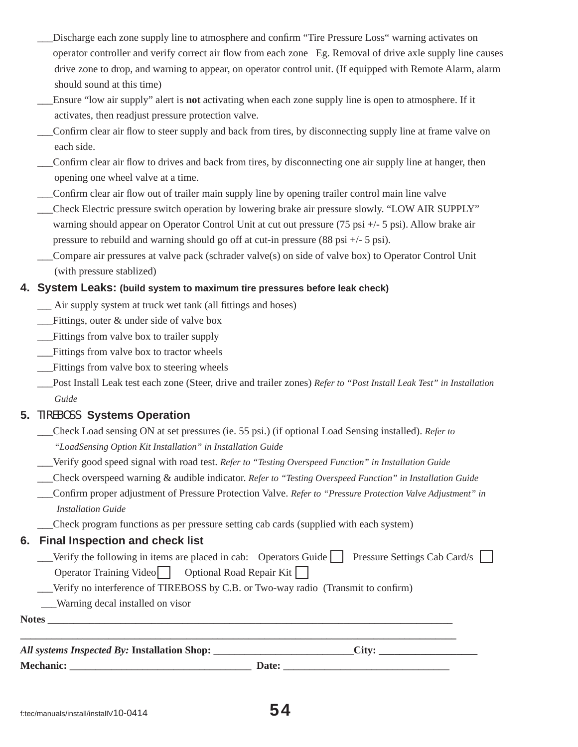___Discharge each zone supply line to atmosphere and confirm “Tire Pressure Loss“ warning activates on operator controller and verify correct air flow from each zone   Eg. Removal of drive axle supply line causes drive zone to drop, and warning to appear, on operator control unit. (If equipped with Remote Alarm, alarm should sound at this time)

___Ensure “low air supply” alert is **not** activating when each zone supply line is open to atmosphere. If it activates, then readjust pressure protection valve.

___Confirm clear air flow to steer supply and back from tires, by disconnecting supply line at frame valve on each side.

___Confirm clear air flow to drives and back from tires, by disconnecting one air supply line at hanger, then opening one wheel valve at a time.

___Confirm clear air flow out of trailer main supply line by opening trailer control main line valve

___Check Electric pressure switch operation by lowering brake air pressure slowly. “LOW AIR SUPPLY” warning should appear on Operator Control Unit at cut out pressure (75 psi +/- 5 psi). Allow brake air pressure to rebuild and warning should go off at cut-in pressure (88 psi +/- 5 psi).

___Compare air pressures at valve pack (schrader valve(s) on side of valve box) to Operator Control Unit (with pressure stablized)

## 4. System Leaks: (build system to maximum tire pressures before leak check)

___ Air supply system at truck wet tank (all fittings and hoses)

___Fittings, outer & under side of valve box

___Fittings from valve box to trailer supply

___Fittings from valve box to tractor wheels

___Fittings from valve box to steering wheels

___Post Install Leak test each zone (Steer, drive and trailer zones) *Refer to “Post Install Leak Test” in Installation Guide*

## 5. TIREBOSS Systems Operation

___Check Load sensing ON at set pressures (ie. 55 psi.) (if optional Load Sensing installed). *Refer to “LoadSensing Option Kit Installation” in Installation Guide*

___Verify good speed signal with road test. *Refer to “Testing Overspeed Function” in Installation Guide*

___Check overspeed warning & audible indicator. *Refer to “Testing Overspeed Function” in Installation Guide*

___Confirm proper adjustment of Pressure Protection Valve. *Refer to “Pressure Protection Valve Adjustment” in Installation Guide*

___Check program functions as per pressure setting cab cards (supplied with each system)

## 6. Final Inspection and check list

___Verify the following in items are placed in cab: Operators Guide ☐ Pressure Settings Cab Card/s ☐ Operator Training Video ☐ Optional Road Repair Kit ☐

___Verify no interference of TIREBOSS by C.B. or Two-way radio (Transmit to confirm)

___Warning decal installed on visor

**Notes** ______________________________________________________________________________

______________________________________________________________________________________

***All systems Inspected By:*** **Installation Shop:** ___________________________**City:** ___________________

**Mechanic:** ___________________________________ **Date:** _______________________________

f:tec/manuals/install/installV10-0414